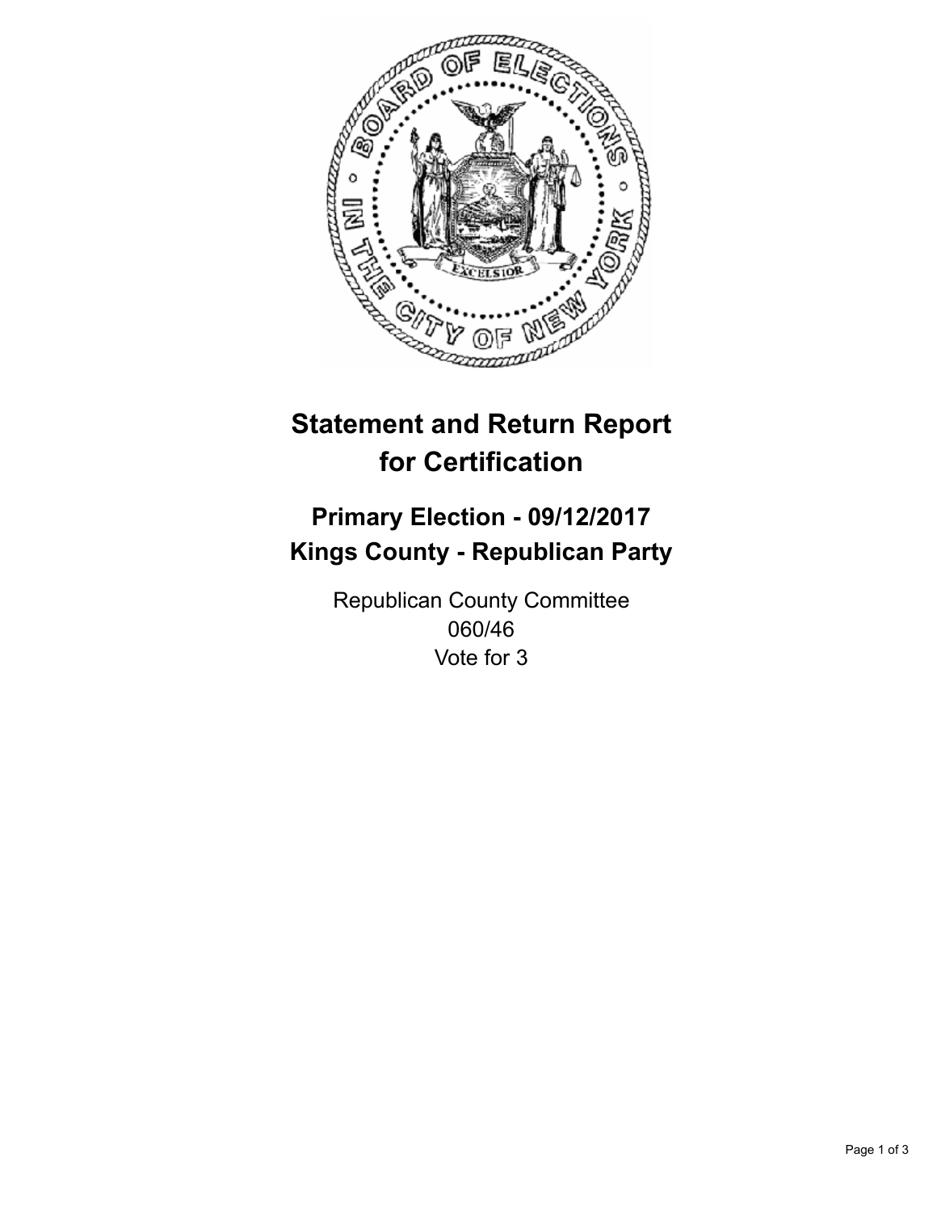# Statement and Return Report for Certification

## Primary Election - 09/12/2017
## Kings County - Republican Party

Republican County Committee
060/46
Vote for 3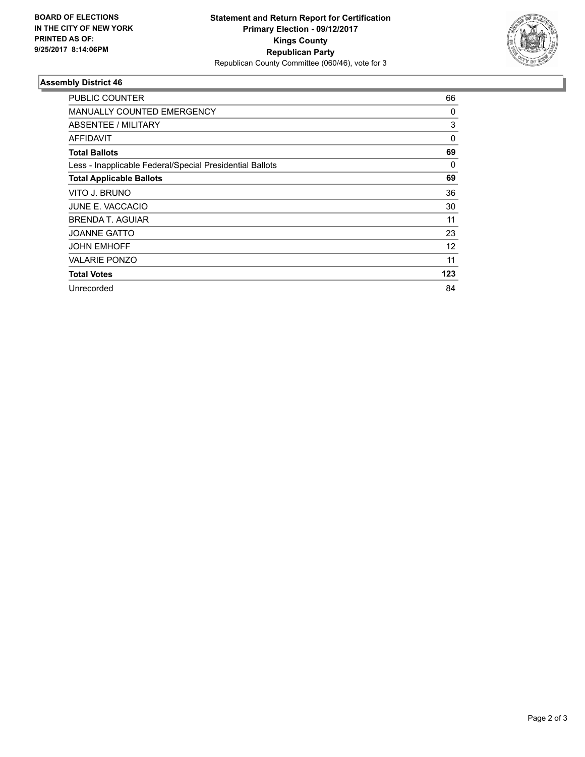BOARD OF ELECTIONS
IN THE CITY OF NEW YORK
PRINTED AS OF:
9/25/2017 8:14:06PM

**Statement and Return Report for Certification**
**Primary Election - 09/12/2017**
**Kings County**
**Republican Party**
Republican County Committee (060/46), vote for 3

## Assembly District 46

| | |
|---|---|
| PUBLIC COUNTER | 66 |
| MANUALLY COUNTED EMERGENCY | 0 |
| ABSENTEE / MILITARY | 3 |
| AFFIDAVIT | 0 |
| **Total Ballots** | **69** |
| Less - Inapplicable Federal/Special Presidential Ballots | 0 |
| **Total Applicable Ballots** | **69** |
| VITO J. BRUNO | 36 |
| JUNE E. VACCACIO | 30 |
| BRENDA T. AGUIAR | 11 |
| JOANNE GATTO | 23 |
| JOHN EMHOFF | 12 |
| VALARIE PONZO | 11 |
| **Total Votes** | **123** |
| Unrecorded | 84 |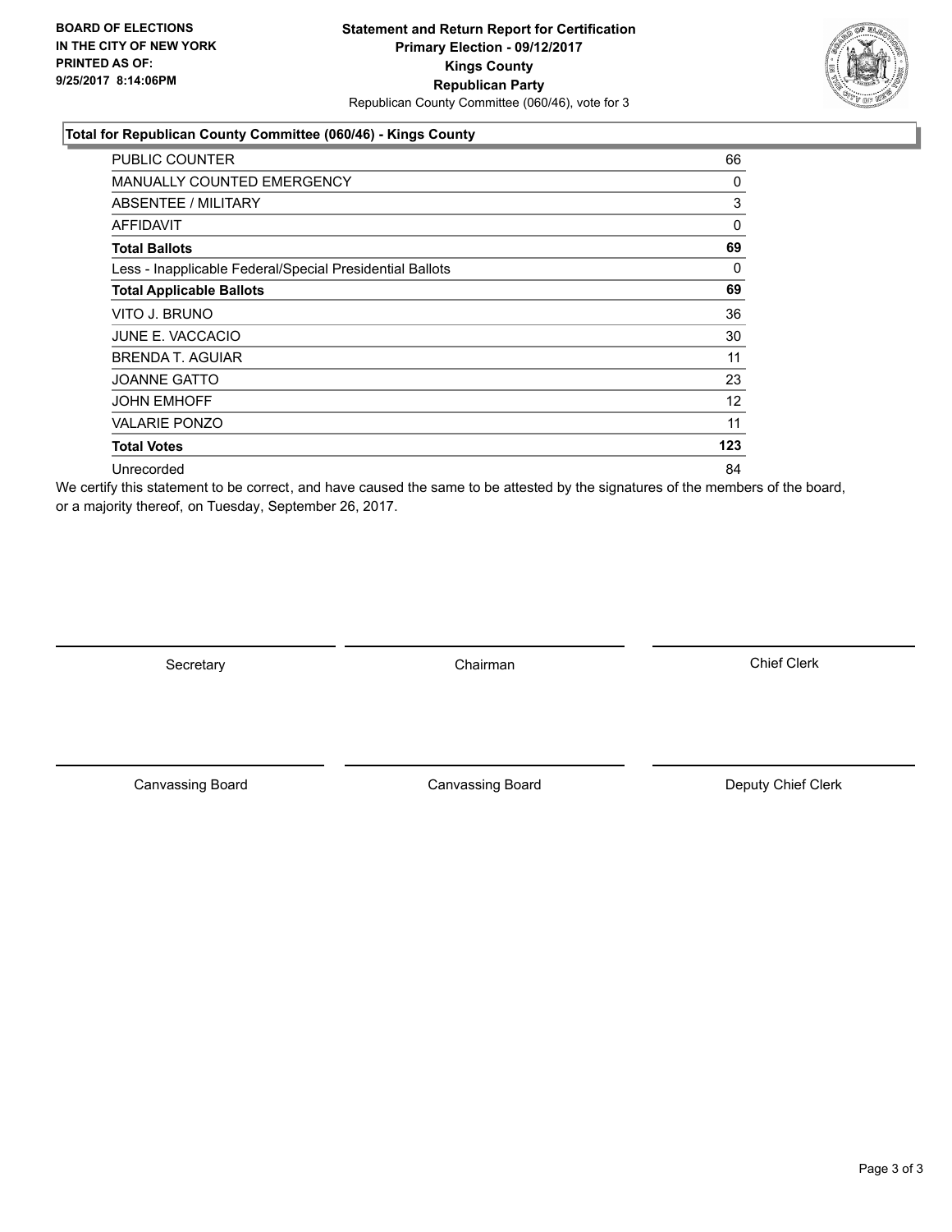**BOARD OF ELECTIONS IN THE CITY OF NEW YORK PRINTED AS OF: 9/25/2017 8:14:06PM**

**Statement and Return Report for Certification Primary Election - 09/12/2017 Kings County Republican Party**

Republican County Committee (060/46), vote for 3

### Total for Republican County Committee (060/46) - Kings County

| | |
|---|---|
| PUBLIC COUNTER | 66 |
| MANUALLY COUNTED EMERGENCY | 0 |
| ABSENTEE / MILITARY | 3 |
| AFFIDAVIT | 0 |
| **Total Ballots** | **69** |
| Less - Inapplicable Federal/Special Presidential Ballots | 0 |
| **Total Applicable Ballots** | **69** |
| VITO J. BRUNO | 36 |
| JUNE E. VACCACIO | 30 |
| BRENDA T. AGUIAR | 11 |
| JOANNE GATTO | 23 |
| JOHN EMHOFF | 12 |
| VALARIE PONZO | 11 |
| **Total Votes** | **123** |
| Unrecorded | 84 |

We certify this statement to be correct, and have caused the same to be attested by the signatures of the members of the board, or a majority thereof, on Tuesday, September 26, 2017.

Secretary | Chairman | Chief Clerk

Canvassing Board | Canvassing Board | Deputy Chief Clerk